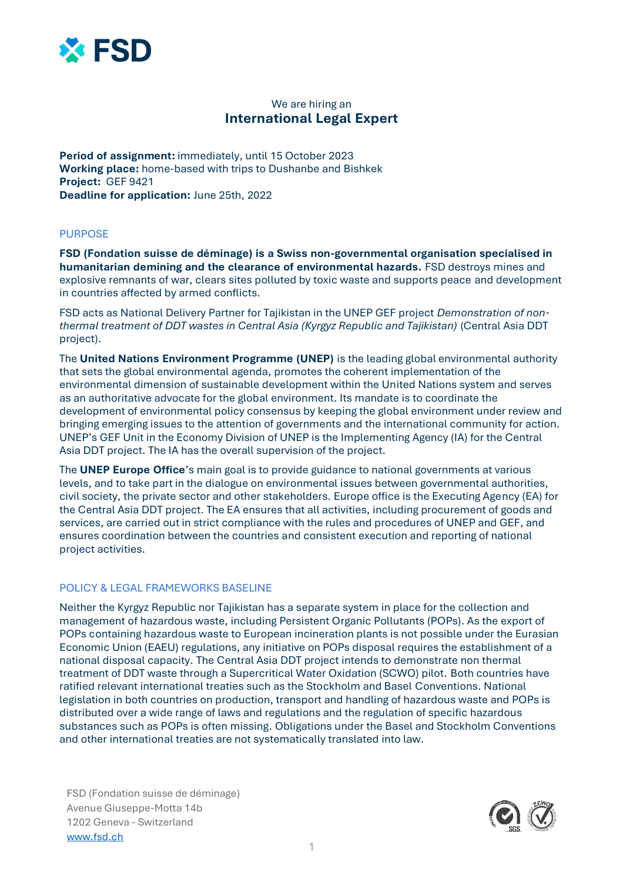We are hiring an

# International Legal Expert

**Period of assignment:** immediately, until 15 October 2023
**Working place:** home-based with trips to Dushanbe and Bishkek
**Project:** GEF 9421
**Deadline for application:** June 25th, 2022

## PURPOSE

**FSD (Fondation suisse de déminage) is a Swiss non-governmental organisation specialised in humanitarian demining and the clearance of environmental hazards.** FSD destroys mines and explosive remnants of war, clears sites polluted by toxic waste and supports peace and development in countries affected by armed conflicts.

FSD acts as National Delivery Partner for Tajikistan in the UNEP GEF project *Demonstration of non-thermal treatment of DDT wastes in Central Asia (Kyrgyz Republic and Tajikistan)* (Central Asia DDT project).

The **United Nations Environment Programme (UNEP)** is the leading global environmental authority that sets the global environmental agenda, promotes the coherent implementation of the environmental dimension of sustainable development within the United Nations system and serves as an authoritative advocate for the global environment. Its mandate is to coordinate the development of environmental policy consensus by keeping the global environment under review and bringing emerging issues to the attention of governments and the international community for action. UNEP's GEF Unit in the Economy Division of UNEP is the Implementing Agency (IA) for the Central Asia DDT project. The IA has the overall supervision of the project.

The **UNEP Europe Office**'s main goal is to provide guidance to national governments at various levels, and to take part in the dialogue on environmental issues between governmental authorities, civil society, the private sector and other stakeholders. Europe office is the Executing Agency (EA) for the Central Asia DDT project. The EA ensures that all activities, including procurement of goods and services, are carried out in strict compliance with the rules and procedures of UNEP and GEF, and ensures coordination between the countries and consistent execution and reporting of national project activities.

## POLICY & LEGAL FRAMEWORKS BASELINE

Neither the Kyrgyz Republic nor Tajikistan has a separate system in place for the collection and management of hazardous waste, including Persistent Organic Pollutants (POPs). As the export of POPs containing hazardous waste to European incineration plants is not possible under the Eurasian Economic Union (EAEU) regulations, any initiative on POPs disposal requires the establishment of a national disposal capacity. The Central Asia DDT project intends to demonstrate non thermal treatment of DDT waste through a Supercritical Water Oxidation (SCWO) pilot. Both countries have ratified relevant international treaties such as the Stockholm and Basel Conventions. National legislation in both countries on production, transport and handling of hazardous waste and POPs is distributed over a wide range of laws and regulations and the regulation of specific hazardous substances such as POPs is often missing. Obligations under the Basel and Stockholm Conventions and other international treaties are not systematically translated into law.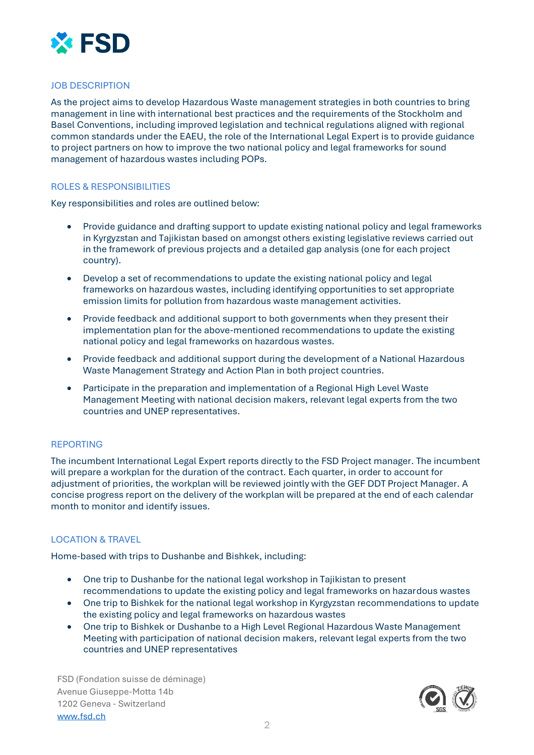## JOB DESCRIPTION

As the project aims to develop Hazardous Waste management strategies in both countries to bring management in line with international best practices and the requirements of the Stockholm and Basel Conventions, including improved legislation and technical regulations aligned with regional common standards under the EAEU, the role of the International Legal Expert is to provide guidance to project partners on how to improve the two national policy and legal frameworks for sound management of hazardous wastes including POPs.

## ROLES & RESPONSIBILITIES

Key responsibilities and roles are outlined below:

- Provide guidance and drafting support to update existing national policy and legal frameworks in Kyrgyzstan and Tajikistan based on amongst others existing legislative reviews carried out in the framework of previous projects and a detailed gap analysis (one for each project country).
- Develop a set of recommendations to update the existing national policy and legal frameworks on hazardous wastes, including identifying opportunities to set appropriate emission limits for pollution from hazardous waste management activities.
- Provide feedback and additional support to both governments when they present their implementation plan for the above-mentioned recommendations to update the existing national policy and legal frameworks on hazardous wastes.
- Provide feedback and additional support during the development of a National Hazardous Waste Management Strategy and Action Plan in both project countries.
- Participate in the preparation and implementation of a Regional High Level Waste Management Meeting with national decision makers, relevant legal experts from the two countries and UNEP representatives.

## REPORTING

The incumbent International Legal Expert reports directly to the FSD Project manager. The incumbent will prepare a workplan for the duration of the contract. Each quarter, in order to account for adjustment of priorities, the workplan will be reviewed jointly with the GEF DDT Project Manager. A concise progress report on the delivery of the workplan will be prepared at the end of each calendar month to monitor and identify issues.

## LOCATION & TRAVEL

Home-based with trips to Dushanbe and Bishkek, including:

- One trip to Dushanbe for the national legal workshop in Tajikistan to present recommendations to update the existing policy and legal frameworks on hazardous wastes
- One trip to Bishkek for the national legal workshop in Kyrgyzstan recommendations to update the existing policy and legal frameworks on hazardous wastes
- One trip to Bishkek or Dushanbe to a High Level Regional Hazardous Waste Management Meeting with participation of national decision makers, relevant legal experts from the two countries and UNEP representatives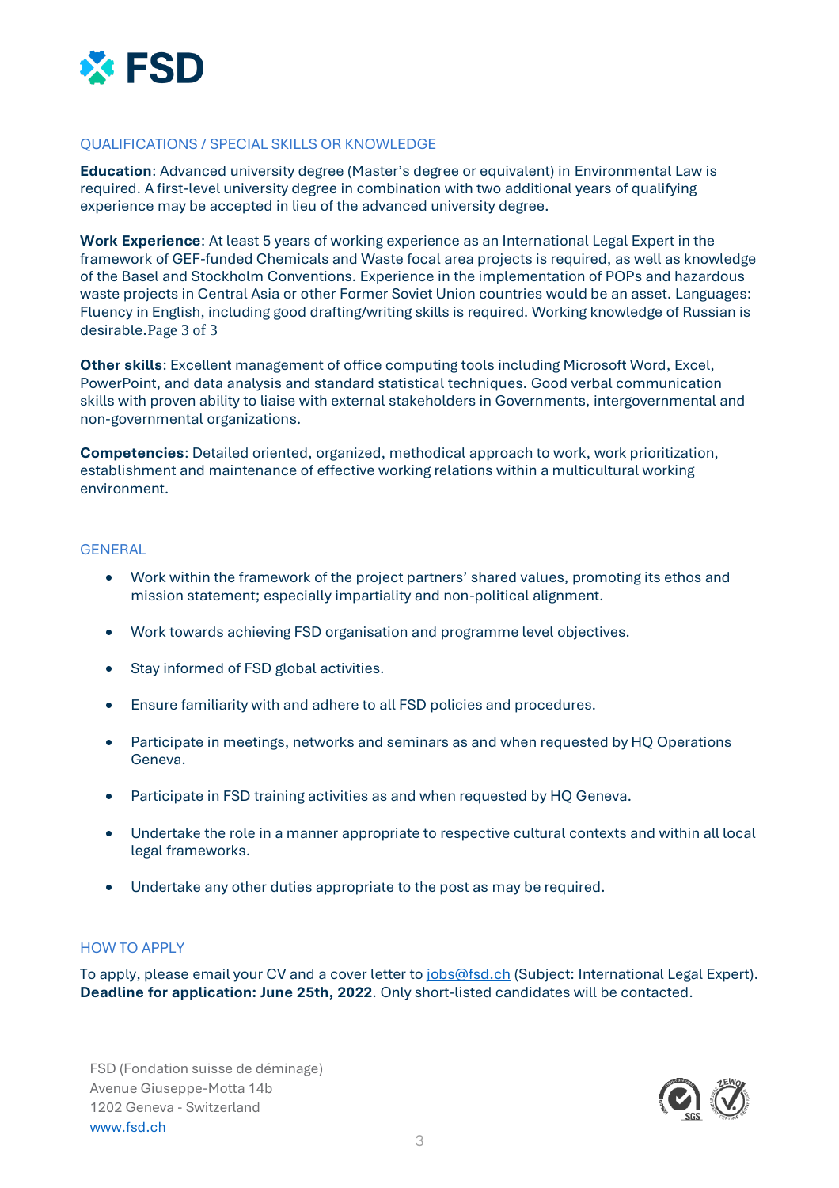## QUALIFICATIONS / SPECIAL SKILLS OR KNOWLEDGE

**Education**: Advanced university degree (Master's degree or equivalent) in Environmental Law is required. A first-level university degree in combination with two additional years of qualifying experience may be accepted in lieu of the advanced university degree.

**Work Experience**: At least 5 years of working experience as an International Legal Expert in the framework of GEF-funded Chemicals and Waste focal area projects is required, as well as knowledge of the Basel and Stockholm Conventions. Experience in the implementation of POPs and hazardous waste projects in Central Asia or other Former Soviet Union countries would be an asset. Languages: Fluency in English, including good drafting/writing skills is required. Working knowledge of Russian is desirable.

**Other skills**: Excellent management of office computing tools including Microsoft Word, Excel, PowerPoint, and data analysis and standard statistical techniques. Good verbal communication skills with proven ability to liaise with external stakeholders in Governments, intergovernmental and non-governmental organizations.

**Competencies**: Detailed oriented, organized, methodical approach to work, work prioritization, establishment and maintenance of effective working relations within a multicultural working environment.

## GENERAL

- Work within the framework of the project partners' shared values, promoting its ethos and mission statement; especially impartiality and non-political alignment.
- Work towards achieving FSD organisation and programme level objectives.
- Stay informed of FSD global activities.
- Ensure familiarity with and adhere to all FSD policies and procedures.
- Participate in meetings, networks and seminars as and when requested by HQ Operations Geneva.
- Participate in FSD training activities as and when requested by HQ Geneva.
- Undertake the role in a manner appropriate to respective cultural contexts and within all local legal frameworks.
- Undertake any other duties appropriate to the post as may be required.

## HOW TO APPLY

To apply, please email your CV and a cover letter to jobs@fsd.ch (Subject: International Legal Expert). **Deadline for application: June 25th, 2022**. Only short-listed candidates will be contacted.

FSD (Fondation suisse de déminage)
Avenue Giuseppe-Motta 14b
1202 Geneva - Switzerland
www.fsd.ch